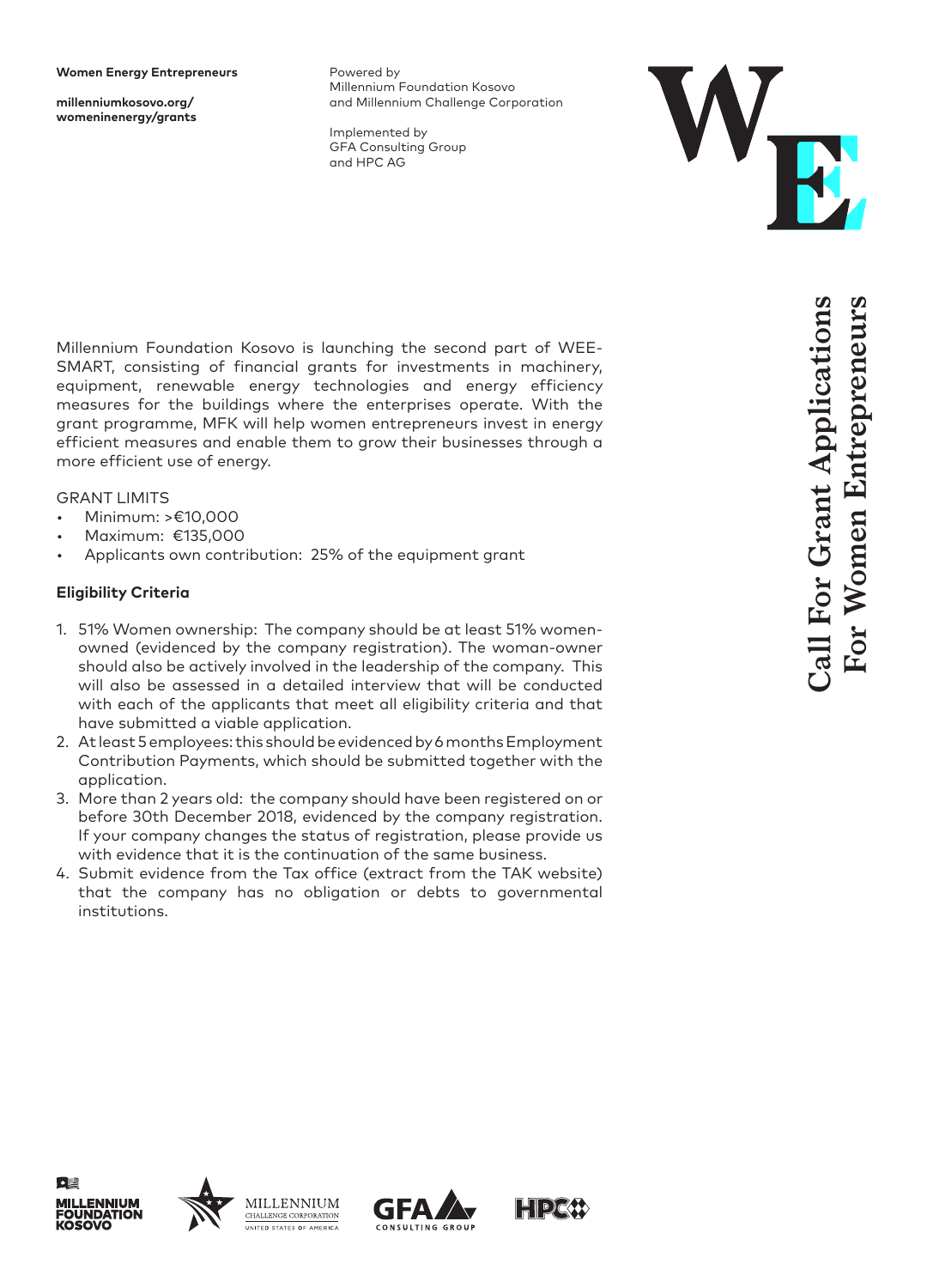**Women Energy Entrepreneurs**

**millenniumkosovo.org/womeninenergy/grants**

Powered by
Millennium Foundation Kosovo
and Millennium Challenge Corporation

Implemented by
GFA Consulting Group
and HPC AG

# Call For Grant Applications For Women Entrepreneurs

Millennium Foundation Kosovo is launching the second part of WEE-SMART, consisting of financial grants for investments in machinery, equipment, renewable energy technologies and energy efficiency measures for the buildings where the enterprises operate. With the grant programme, MFK will help women entrepreneurs invest in energy efficient measures and enable them to grow their businesses through a more efficient use of energy.

GRANT LIMITS

- Minimum: >€10,000
- Maximum: €135,000
- Applicants own contribution: 25% of the equipment grant

**Eligibility Criteria**

1. 51% Women ownership: The company should be at least 51% women-owned (evidenced by the company registration). The woman-owner should also be actively involved in the leadership of the company. This will also be assessed in a detailed interview that will be conducted with each of the applicants that meet all eligibility criteria and that have submitted a viable application.
2. At least 5 employees: this should be evidenced by 6 months Employment Contribution Payments, which should be submitted together with the application.
3. More than 2 years old: the company should have been registered on or before 30th December 2018, evidenced by the company registration. If your company changes the status of registration, please provide us with evidence that it is the continuation of the same business.
4. Submit evidence from the Tax office (extract from the TAK website) that the company has no obligation or debts to governmental institutions.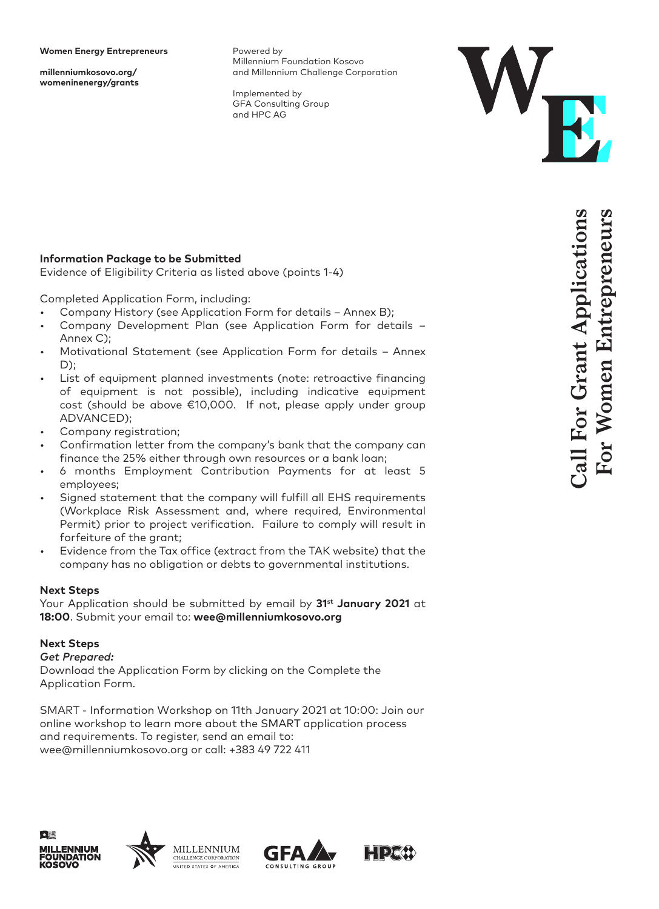**Women Energy Entrepreneurs**

**millenniumkosovo.org/womeninenergy/grants**

Powered by
Millennium Foundation Kosovo
and Millennium Challenge Corporation

Implemented by
GFA Consulting Group
and HPC AG

# Call For Grant Applications For Women Entrepreneurs

**Information Package to be Submitted**
Evidence of Eligibility Criteria as listed above (points 1-4)

Completed Application Form, including:

- Company History (see Application Form for details – Annex B);
- Company Development Plan (see Application Form for details – Annex C);
- Motivational Statement (see Application Form for details – Annex D);
- List of equipment planned investments (note: retroactive financing of equipment is not possible), including indicative equipment cost (should be above €10,000. If not, please apply under group ADVANCED);
- Company registration;
- Confirmation letter from the company's bank that the company can finance the 25% either through own resources or a bank loan;
- 6 months Employment Contribution Payments for at least 5 employees;
- Signed statement that the company will fulfill all EHS requirements (Workplace Risk Assessment and, where required, Environmental Permit) prior to project verification. Failure to comply will result in forfeiture of the grant;
- Evidence from the Tax office (extract from the TAK website) that the company has no obligation or debts to governmental institutions.

**Next Steps**
Your Application should be submitted by email by **31st January 2021** at **18:00**. Submit your email to: **wee@millenniumkosovo.org**

**Next Steps**
*Get Prepared:*
Download the Application Form by clicking on the Complete the Application Form.

SMART - Information Workshop on 11th January 2021 at 10:00: Join our online workshop to learn more about the SMART application process and requirements. To register, send an email to: wee@millenniumkosovo.org or call: +383 49 722 411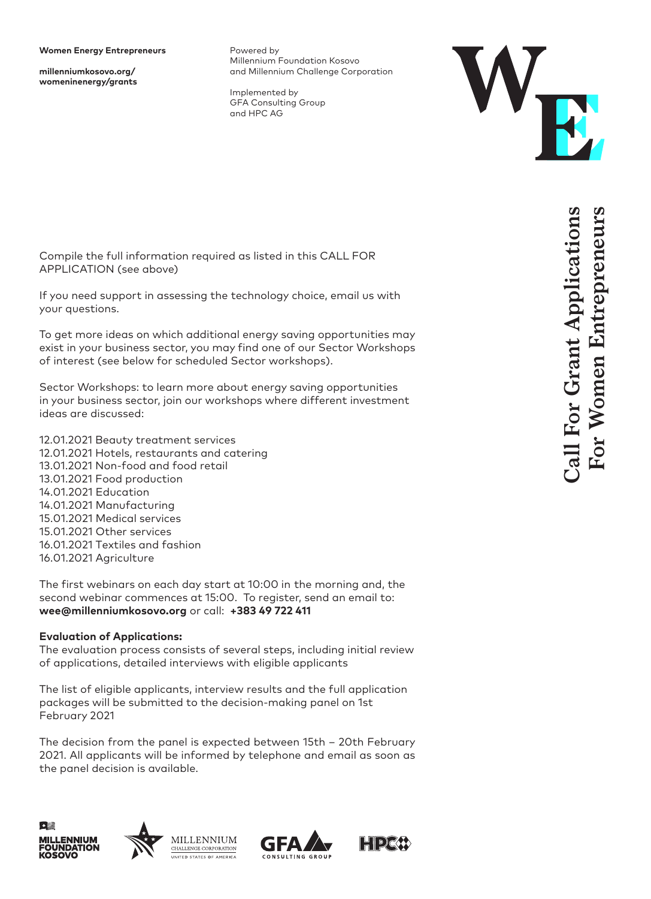Compile the full information required as listed in this CALL FOR APPLICATION (see above)

If you need support in assessing the technology choice, email us with your questions.

To get more ideas on which additional energy saving opportunities may exist in your business sector, you may find one of our Sector Workshops of interest (see below for scheduled Sector workshops).

Sector Workshops: to learn more about energy saving opportunities in your business sector, join our workshops where different investment ideas are discussed:

12.01.2021 Beauty treatment services
12.01.2021 Hotels, restaurants and catering
13.01.2021 Non-food and food retail
13.01.2021 Food production
14.01.2021 Education
14.01.2021 Manufacturing
15.01.2021 Medical services
15.01.2021 Other services
16.01.2021 Textiles and fashion
16.01.2021 Agriculture

The first webinars on each day start at 10:00 in the morning and, the second webinar commences at 15:00. To register, send an email to: **wee@millenniumkosovo.org** or call: **+383 49 722 411**

**Evaluation of Applications:**
The evaluation process consists of several steps, including initial review of applications, detailed interviews with eligible applicants

The list of eligible applicants, interview results and the full application packages will be submitted to the decision-making panel on 1st February 2021

The decision from the panel is expected between 15th – 20th February 2021. All applicants will be informed by telephone and email as soon as the panel decision is available.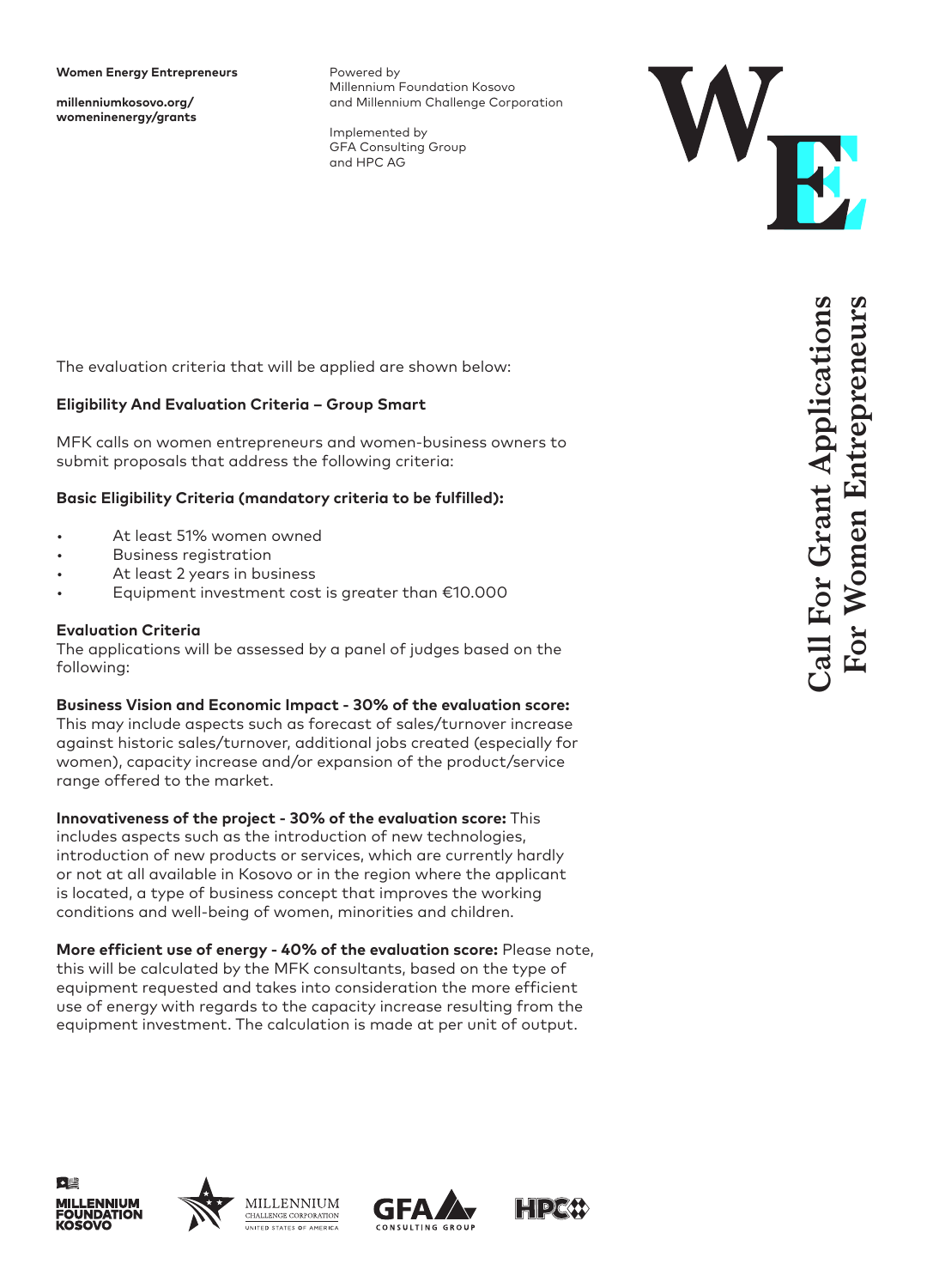The evaluation criteria that will be applied are shown below:

### Eligibility And Evaluation Criteria – Group Smart

MFK calls on women entrepreneurs and women-business owners to submit proposals that address the following criteria:

**Basic Eligibility Criteria (mandatory criteria to be fulfilled):**

- At least 51% women owned
- Business registration
- At least 2 years in business
- Equipment investment cost is greater than €10.000

**Evaluation Criteria**

The applications will be assessed by a panel of judges based on the following:

**Business Vision and Economic Impact - 30% of the evaluation score:** This may include aspects such as forecast of sales/turnover increase against historic sales/turnover, additional jobs created (especially for women), capacity increase and/or expansion of the product/service range offered to the market.

**Innovativeness of the project - 30% of the evaluation score:** This includes aspects such as the introduction of new technologies, introduction of new products or services, which are currently hardly or not at all available in Kosovo or in the region where the applicant is located, a type of business concept that improves the working conditions and well-being of women, minorities and children.

**More efficient use of energy - 40% of the evaluation score:** Please note, this will be calculated by the MFK consultants, based on the type of equipment requested and takes into consideration the more efficient use of energy with regards to the capacity increase resulting from the equipment investment. The calculation is made at per unit of output.